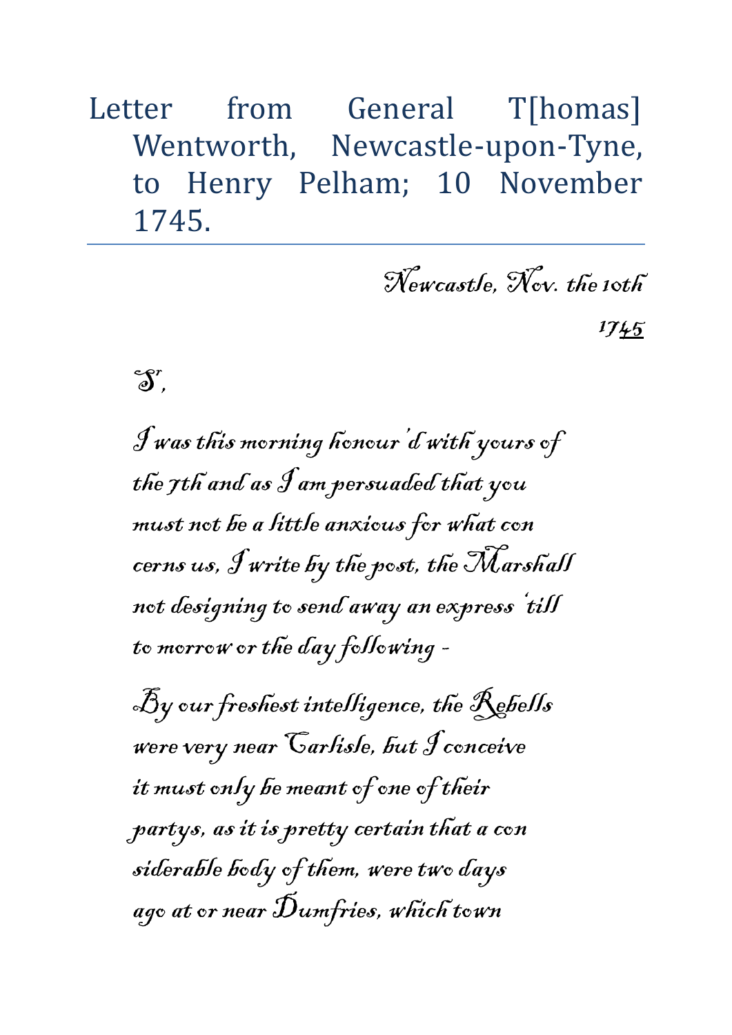# Letter from General T[homas] Wentworth, Newcastle-upon-Tyne, to Henry Pelham; 10 November 1745.

*Newcastle, Nov. the 10th*

*1745*

*S^r,*

*I was this morning honour'd with yours of the 7th and as I am persuaded that you must not be a little anxious for what con cerns us, I write by the post, the Marshall not designing to send away an express 'till to morrow or the day following -*

*By our freshest intelligence, the Rebells were very near Carlisle, but I conceive it must only be meant of one of their partys, as it is pretty certain that a con siderable body of them, were two days ago at or near Dumfries, which town*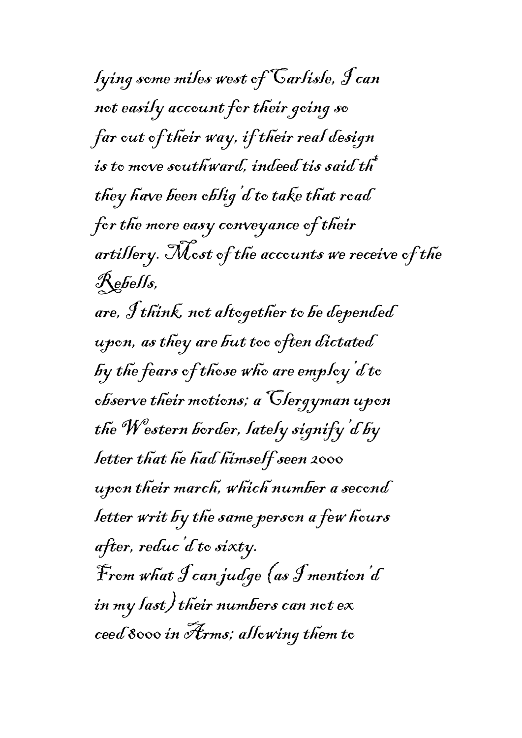lying some miles west of Carlisle, I can
not easily account for their going so
far out of their way, if their real design
is to move southward, indeed tis said th^t
they have been oblig'd to take that road
for the more easy conveyance of their
artillery. Most of the accounts we receive of the
Rebells,
are, I think, not altogether to be depended
upon, as they are but too often dictated
by the fears of those who are employ'd to
observe their motions; a Clergyman upon
the Western border, lately signify'd by
letter that he had himself seen 2000
upon their march, which number a second
letter writ by the same person a few hours
after, reduc'd to sixty.
From what I can judge (as I mention'd
in my last) their numbers can not ex
ceed 8000 in Arms; allowing them to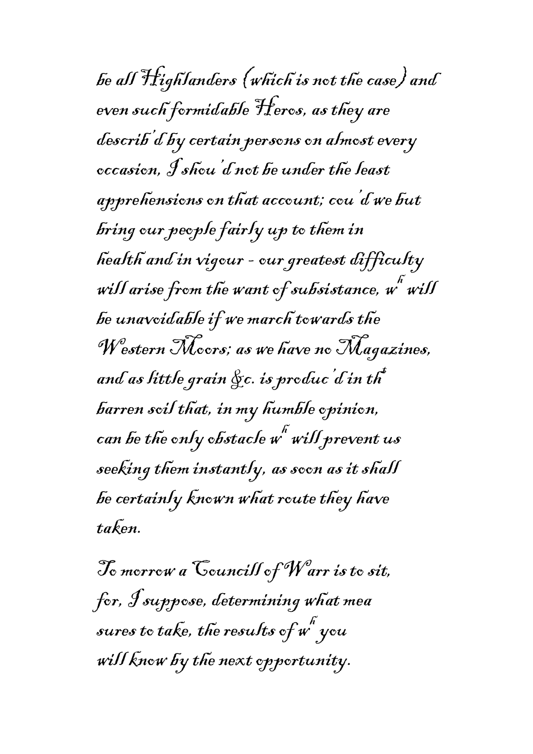be all Highlanders (which is not the case) and even such formidable Heros, as they are describ'd by certain persons on almost every occasion, I shou'd not be under the least apprehensions on that account; cou'd we but bring our people fairly up to them in health and in vigour - our greatest difficulty will arise from the want of subsistance, w[h] will be unavoidable if we march towards the Western Moors; as we have no Magazines, and as little grain &c. is produc'd in th[t] barren soil that, in my humble opinion, can be the only obstacle w[h] will prevent us seeking them instantly, as soon as it shall be certainly known what route they have taken.

To morrow a Councill of Warr is to sit, for, I suppose, determining what mea sures to take, the results of w[h] you will know by the next opportunity.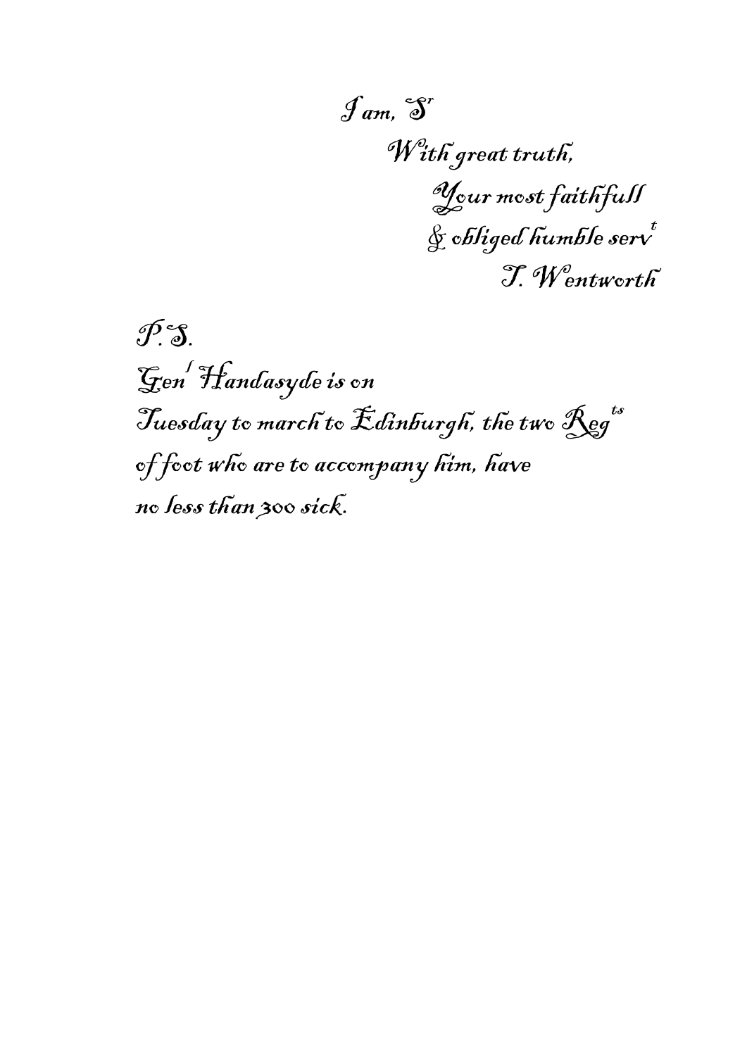I am, S[r]

With great truth,

Your most faithfull

& obliged humble serv[t]

T. Wentworth

P. S.

Gen[l] Handasyde is on

Tuesday to march to Edinburgh, the two Reg[ts]

of foot who are to accompany him, have

no less than 300 sick.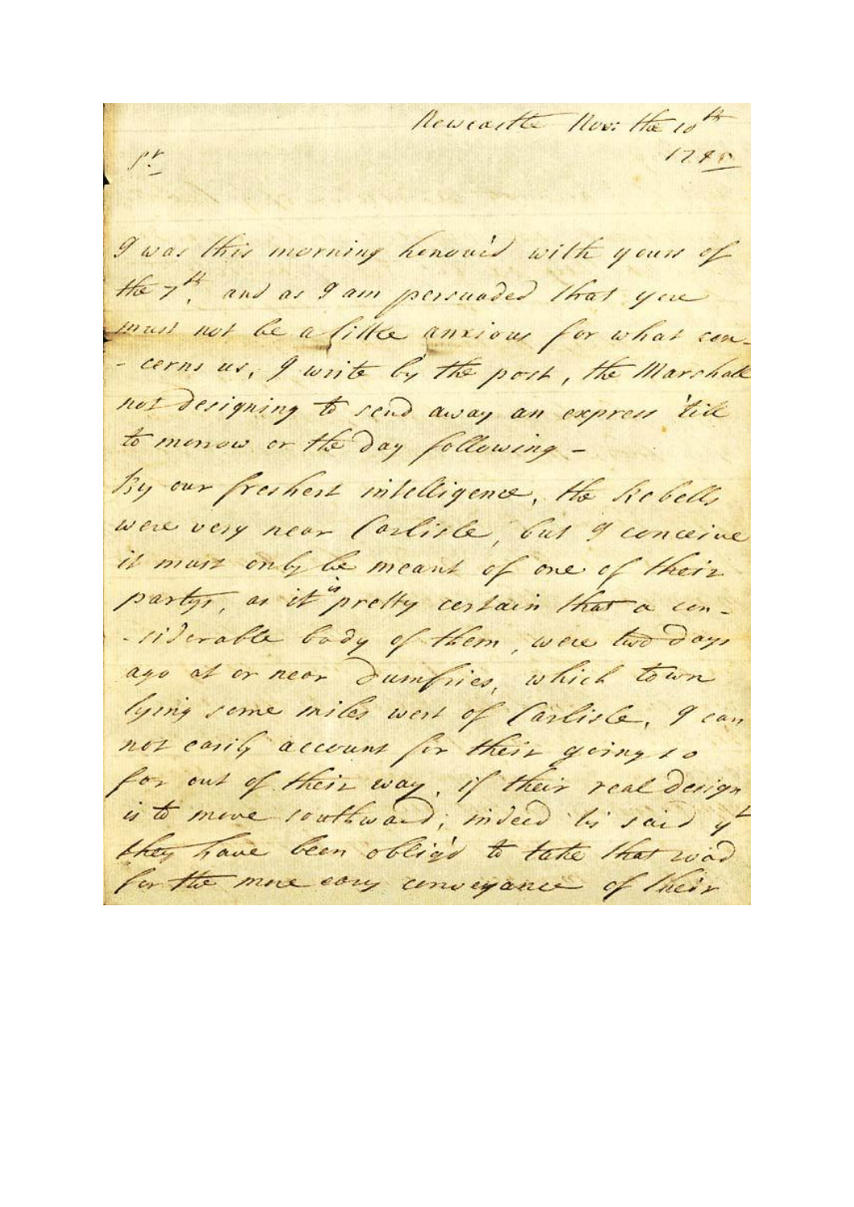Newcastle Nov: the 10th
1745

Sr.

I was this morning honour'd with yours of the 7th, and as I am persuaded that you must not be a little anxious for what con-cerns us, I write by the post, the Marshal not designing to send away an express 'till to morrow or the day following –

By our freshest intelligence, the Rebells were very near Carlisle, but I conceive it must only be meant of one of their partys, as it is pretty certain that a con-siderable body of them, were two days ago at or near Dumfries, which town lying some miles west of Carlisle, I can not easily account for their going so far out of their way, if their real design is to move southward; indeed 'tis said yt they have been oblig'd to take that road for the more easy conveyance of their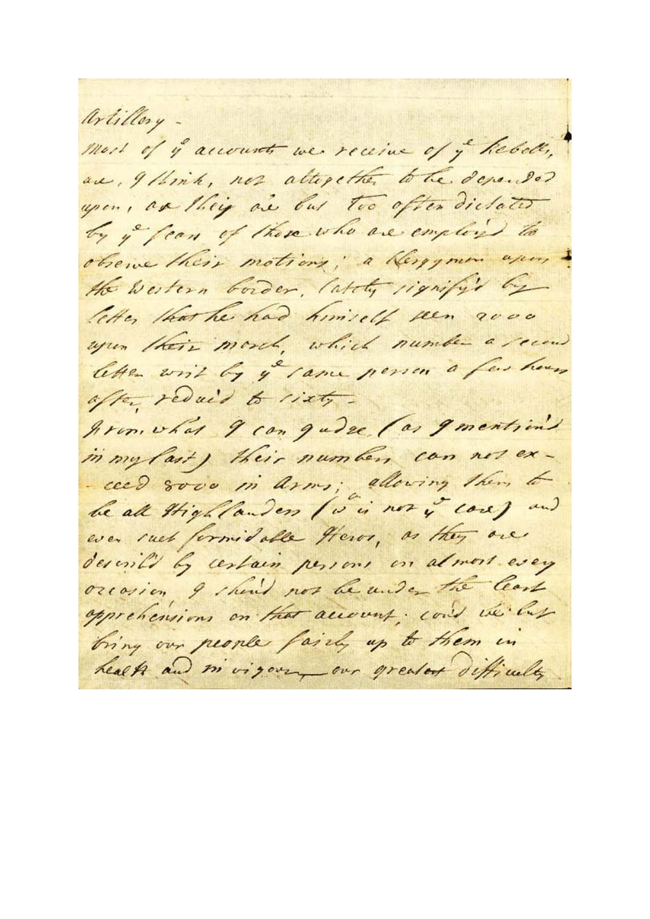Artillery -

most of y^e accounts we receive of y^e Rebells, are, I think, not altogether to be depended upon, as they are but too often dictated by y^e fears of those who are employ'd to observe their motions; a Clergyman upon the western border, lately signify'd by letter that he had himself seen 2000 upon their march, which number a second letter writ by y^e same person a few hours after, reduc'd to sixty -

From what I can judge (as I mention'd in my last) their numbers can not exceed 8000 in Arms; allowing them to be all Highlanders (w^ch is not y^e case) and even such formidable Heros, as they are describ'd by certain persons on almost every occasion, I shou'd not be under the least apprehensions on that account, cou'd we but bring our people fairly up to them in health and in vigour, - our greatest difficulty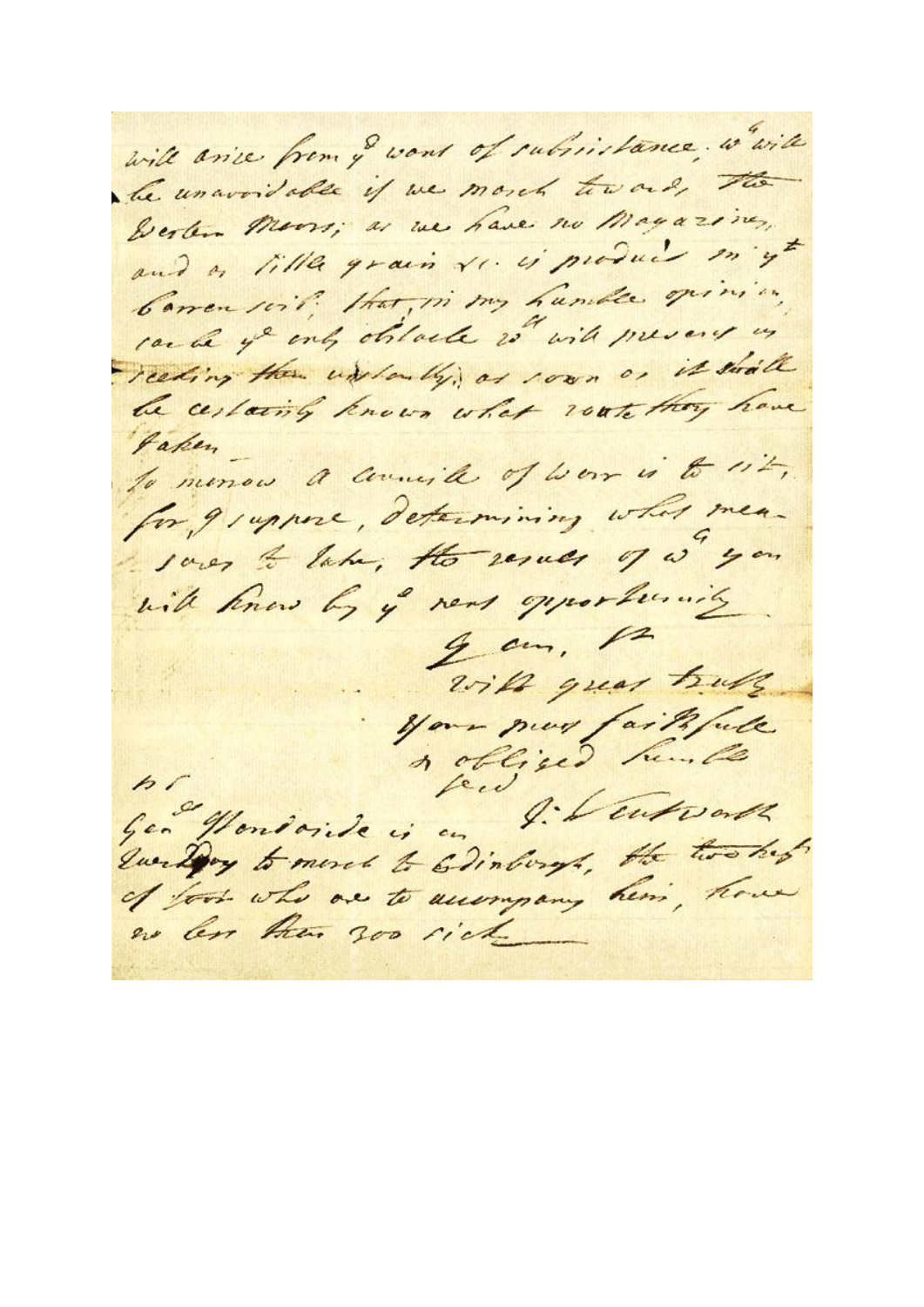will arise from ye want of subsistance, wch will be unavoidable if we march towards the Western Moors; as we have no Magazines, and as little grain &c. is produced in yt barren soil; that, in my humble opinion, can be ye only obstacle wch will prevent us reeking them instantly; as soon as it shall be certainly known what route they have taken.

To morrow a Councill of War is to sit, for I suppose, determining what measures to take, the result of wch you will know by ye next opportunity.

I am, Sr
with great truth
Your most faithfull
& obliged humble
Servt
J. Wentworth

Mr
Genl Woodside is on Wednesday to march to Edinburgh, the two Regts of Foot who are to accompany him, have no less than 300 sick.